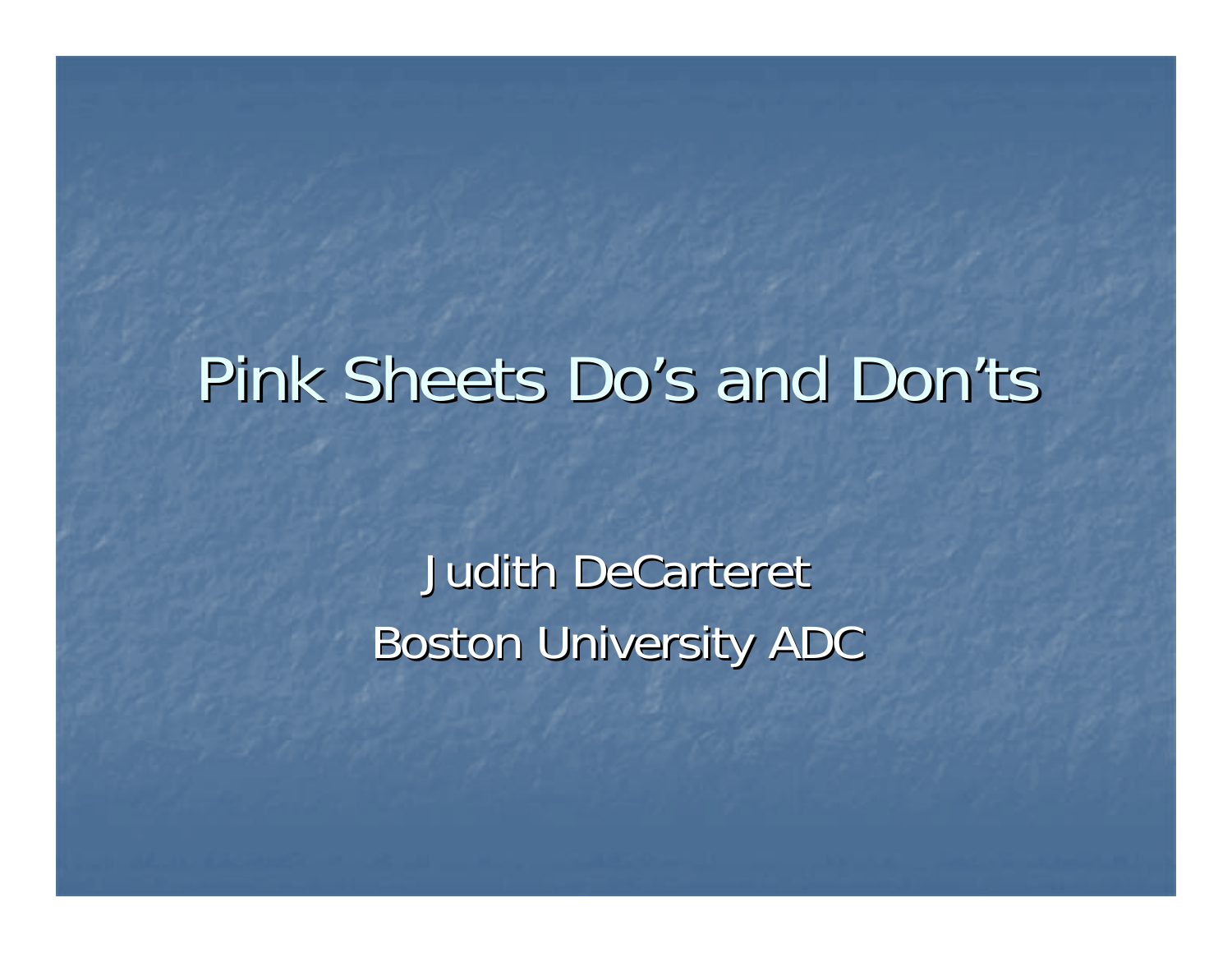# Pink Sheets Do's and Don'ts

Judith DeCarteret

Boston University ADC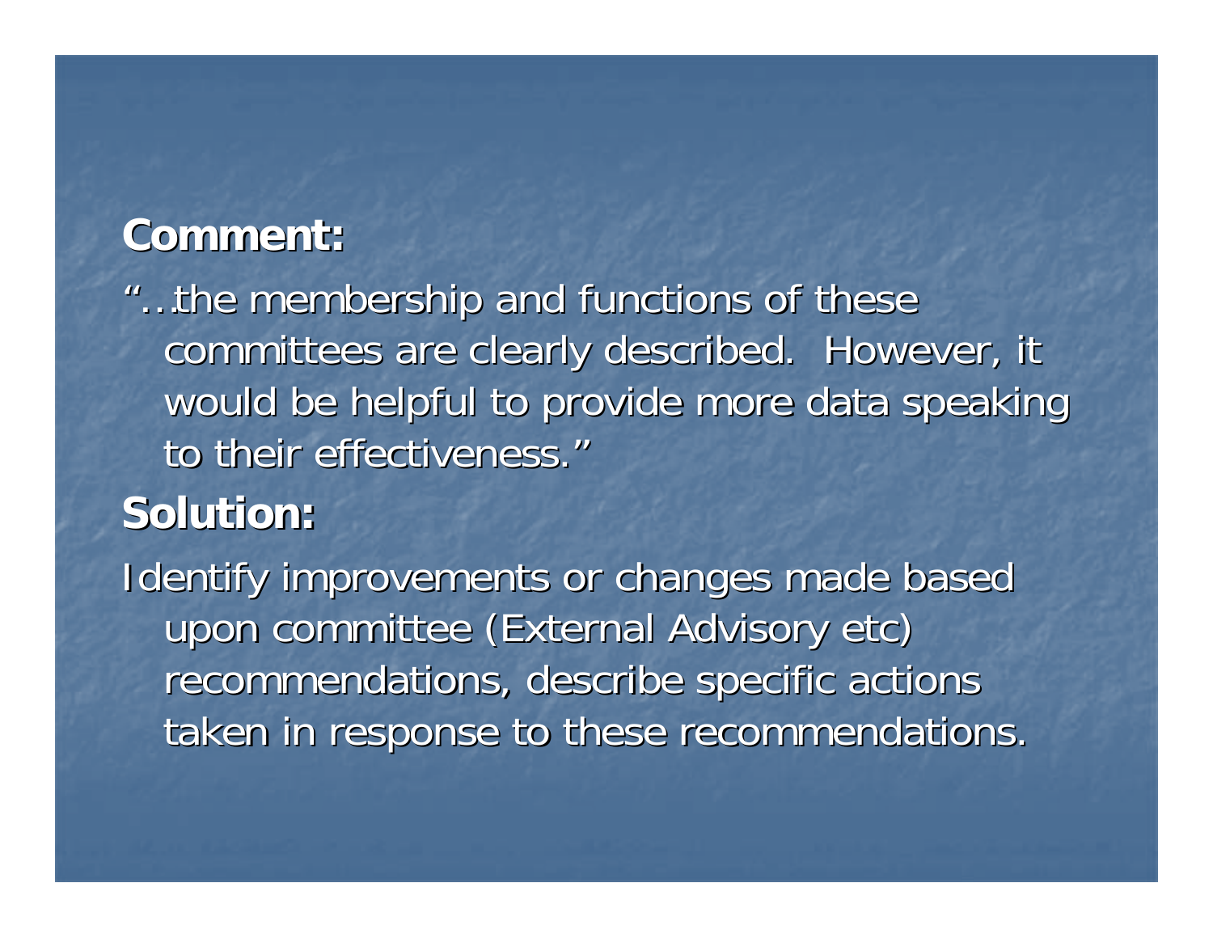**Comment:**

"…the membership and functions of these committees are clearly described.  However, it would be helpful to provide more data speaking to their effectiveness."

**Solution:**

Identify improvements or changes made based upon committee (External Advisory etc) recommendations, describe specific actions taken in response to these recommendations.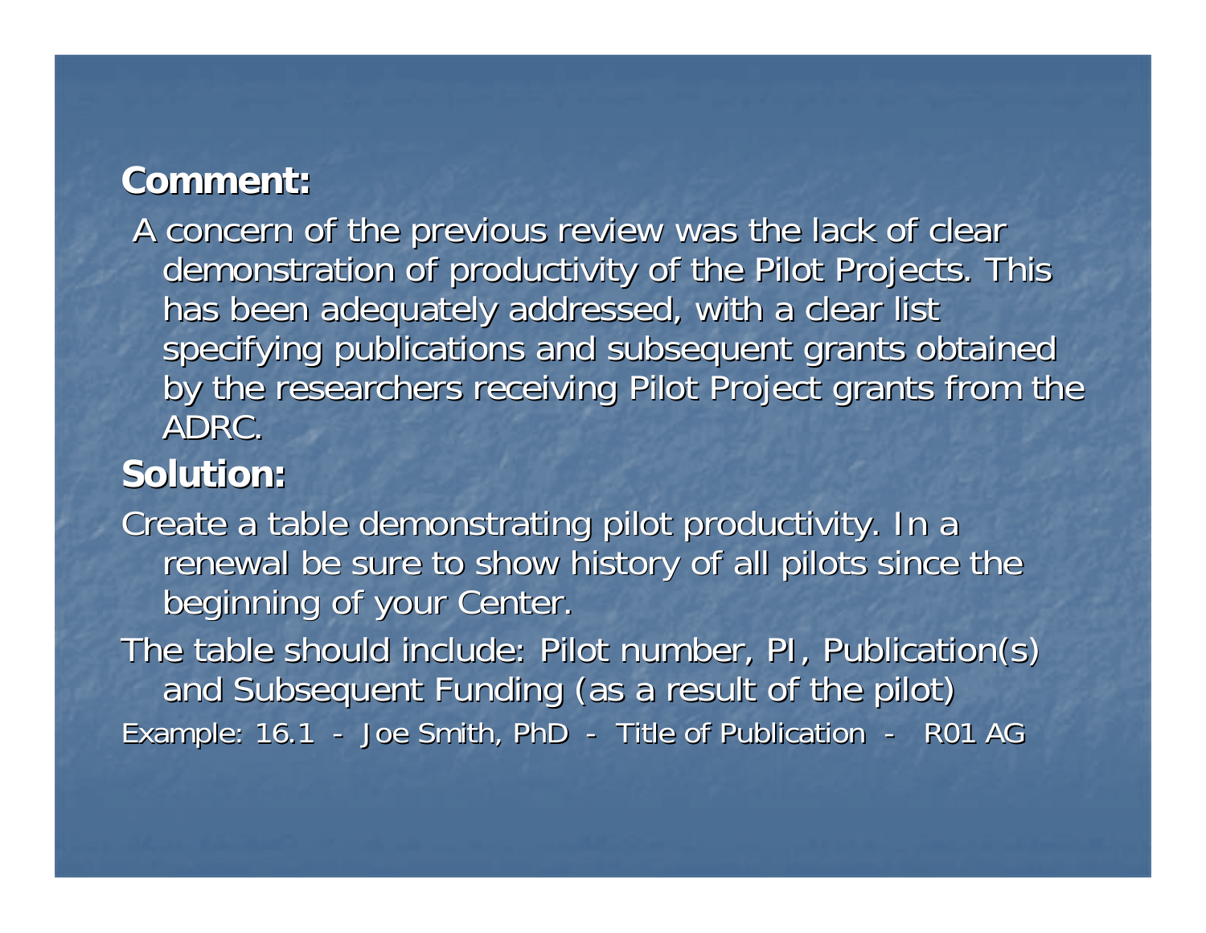**Comment:**

A concern of the previous review was the lack of clear demonstration of productivity of the Pilot Projects. This has been adequately addressed, with a clear list specifying publications and subsequent grants obtained by the researchers receiving Pilot Project grants from the ADRC.

**Solution:**

Create a table demonstrating pilot productivity. In a renewal be sure to show history of all pilots since the beginning of your Center.

The table should include: Pilot number, PI, Publication(s) and Subsequent Funding (as a result of the pilot)

Example: 16.1 - Joe Smith, PhD - Title of Publication - R01 AG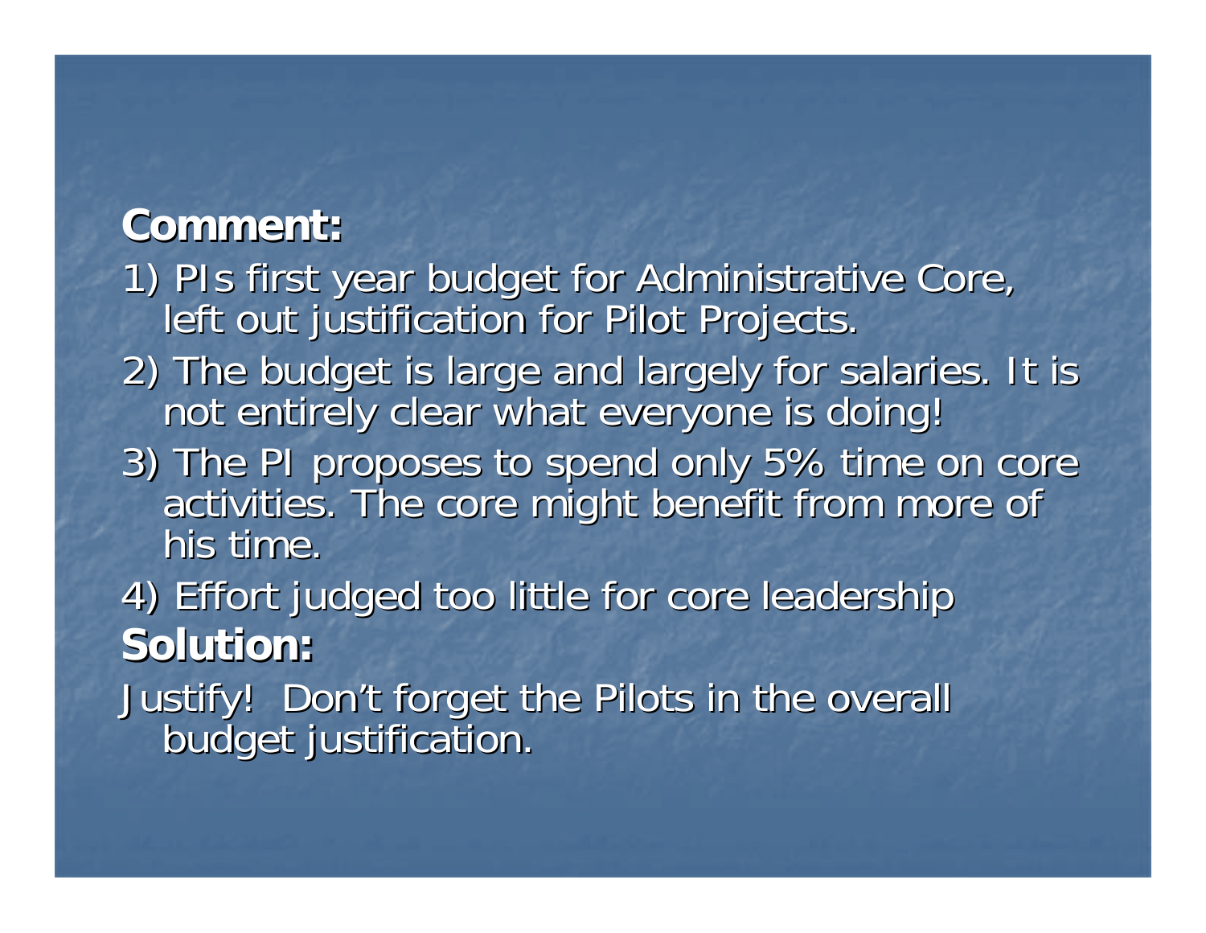**Comment:**

1) PIs first year budget for Administrative Core, left out justification for Pilot Projects.

2) The budget is large and largely for salaries. It is not entirely clear what everyone is doing!

3) The PI proposes to spend only 5% time on core activities. The core might benefit from more of his time.

4) Effort judged too little for core leadership

**Solution:**

Justify! Don't forget the Pilots in the overall budget justification.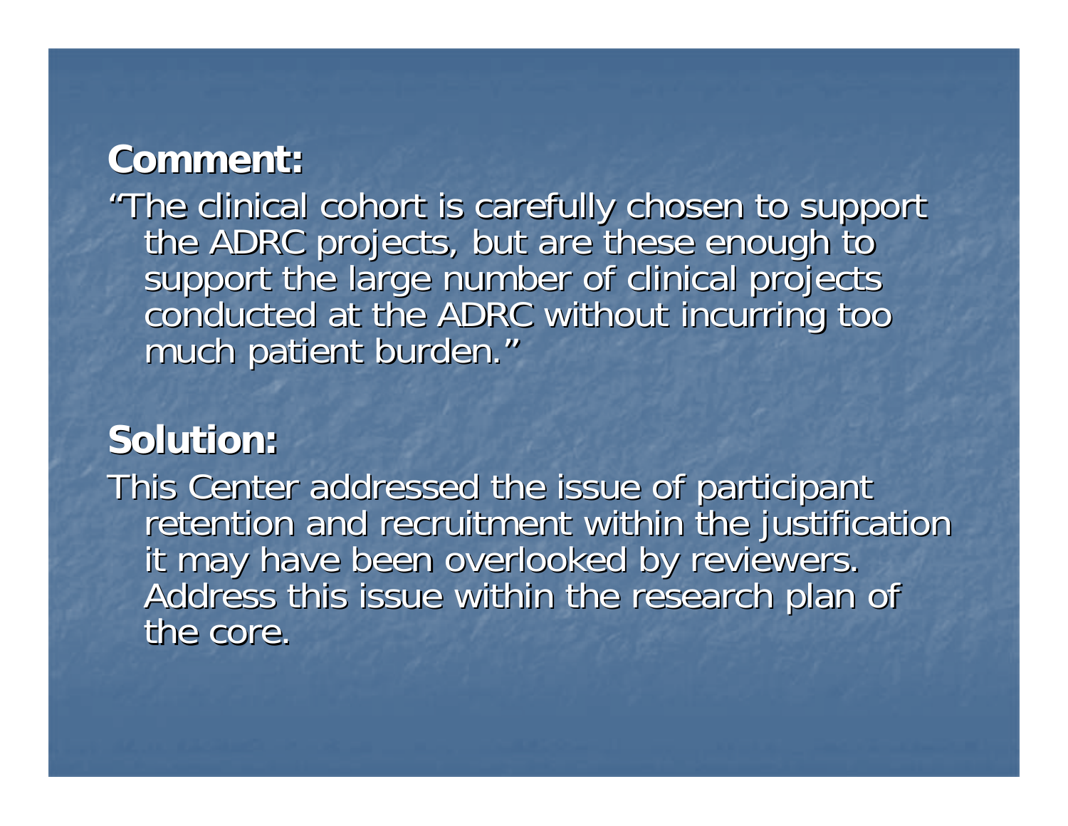**Comment:**

"The clinical cohort is carefully chosen to support the ADRC projects, but are these enough to support the large number of clinical projects conducted at the ADRC without incurring too much patient burden."

**Solution:**

This Center addressed the issue of participant retention and recruitment within the justification it may have been overlooked by reviewers. Address this issue within the research plan of the core.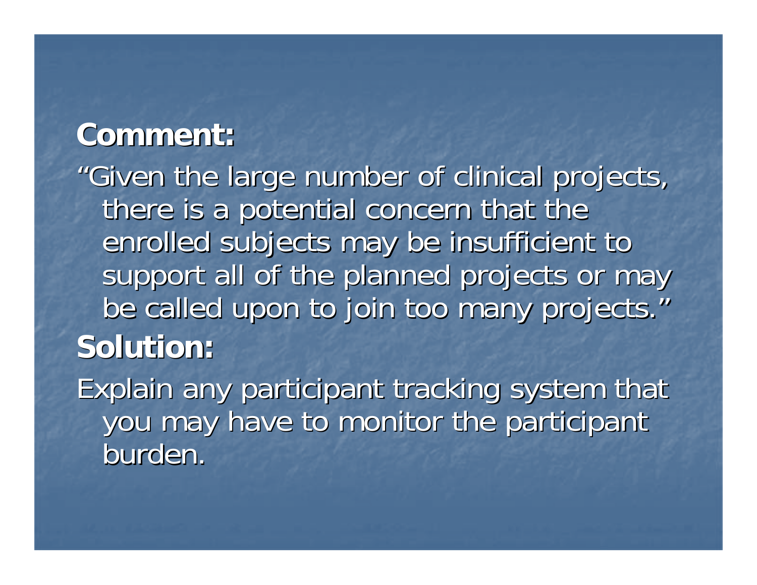**Comment:**

"Given the large number of clinical projects, there is a potential concern that the enrolled subjects may be insufficient to support all of the planned projects or may be called upon to join too many projects."

**Solution:**

Explain any participant tracking system that you may have to monitor the participant burden.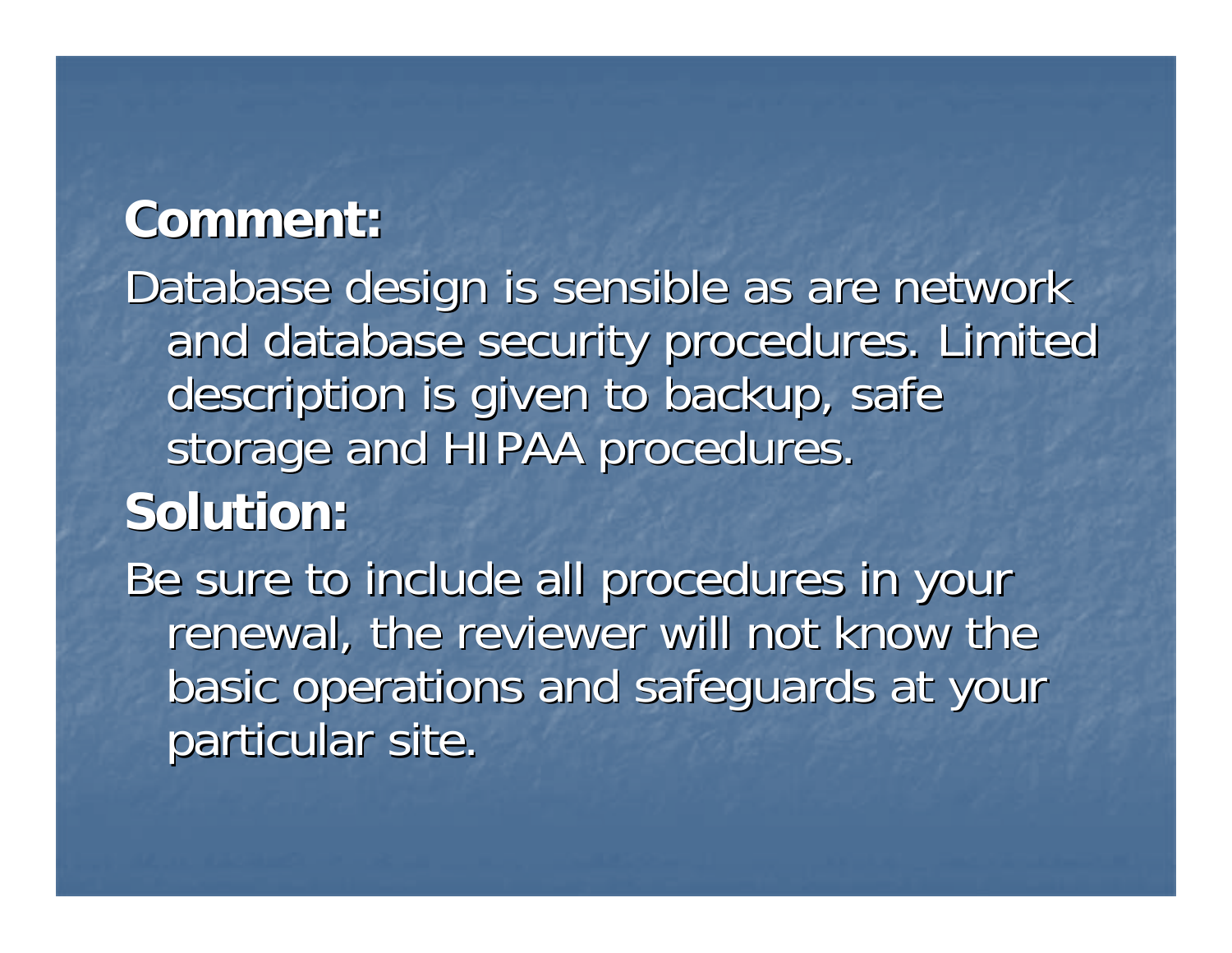**Comment:**

Database design is sensible as are network and database security procedures. Limited description is given to backup, safe storage and HIPAA procedures.

**Solution:**

Be sure to include all procedures in your renewal, the reviewer will not know the basic operations and safeguards at your particular site.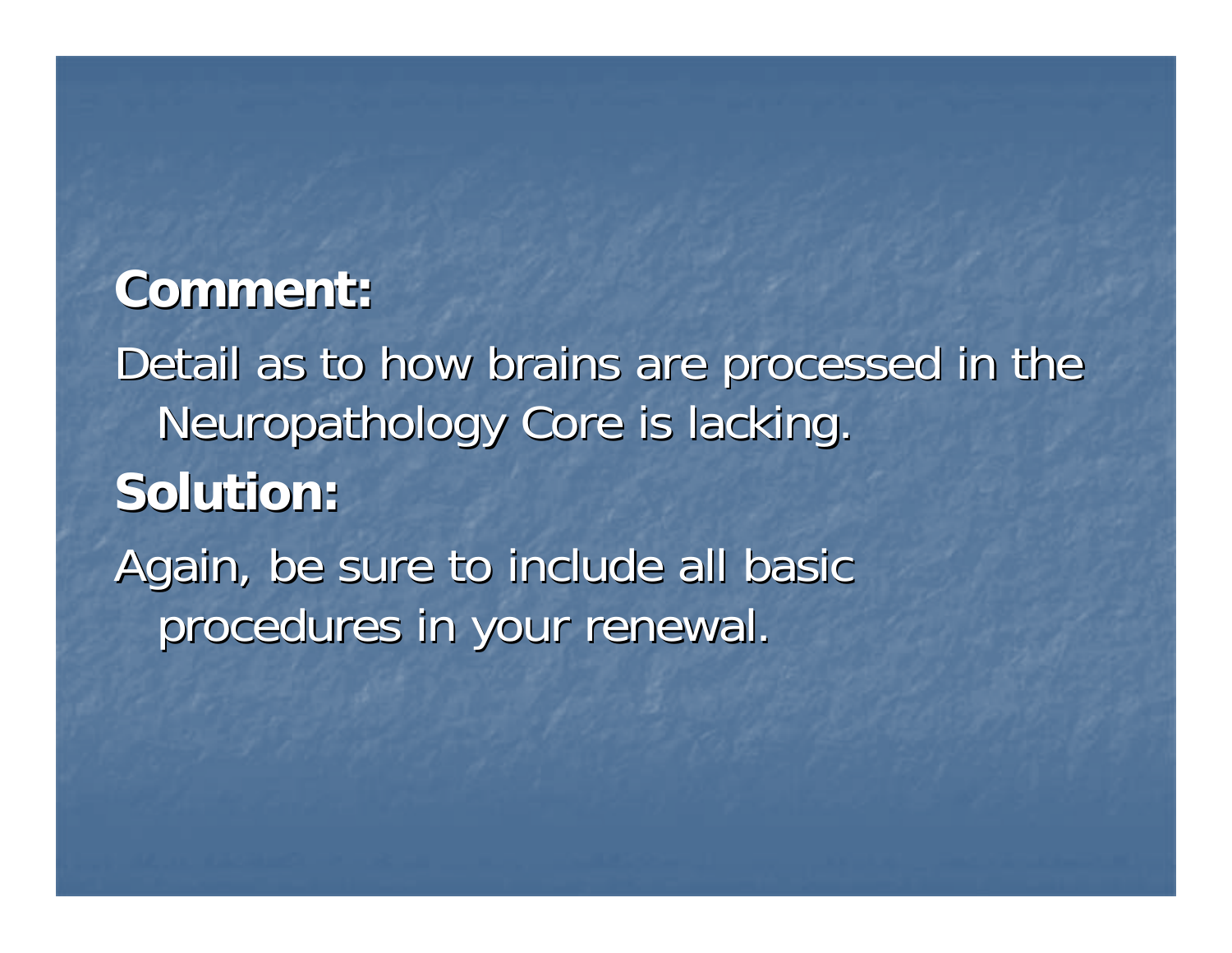**Comment:**

Detail as to how brains are processed in the Neuropathology Core is lacking.

**Solution:**

Again, be sure to include all basic procedures in your renewal.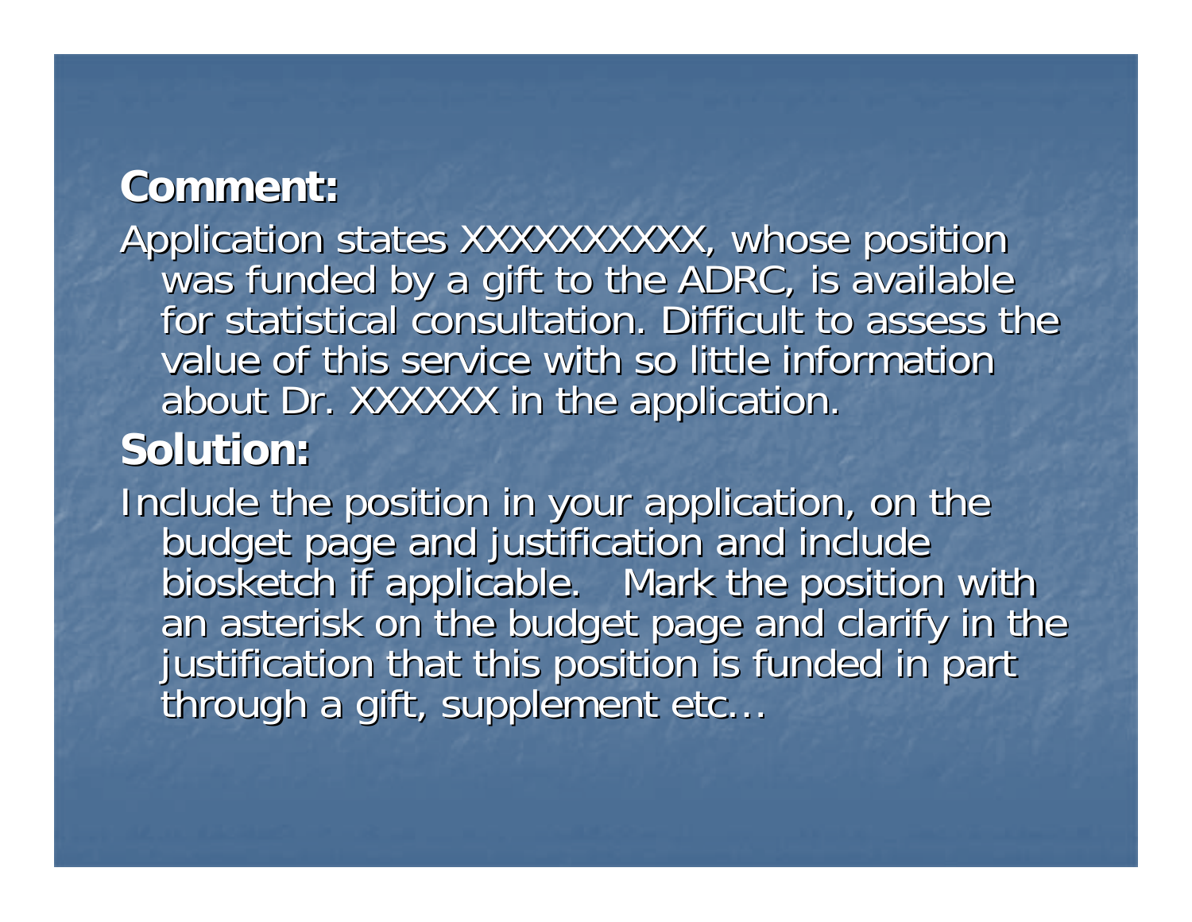**Comment:**

Application states XXXXXXXXXX, whose position was funded by a gift to the ADRC, is available for statistical consultation. Difficult to assess the value of this service with so little information about Dr. XXXXXX in the application.

**Solution:**

Include the position in your application, on the budget page and justification and include biosketch if applicable. Mark the position with an asterisk on the budget page and clarify in the justification that this position is funded in part through a gift, supplement etc…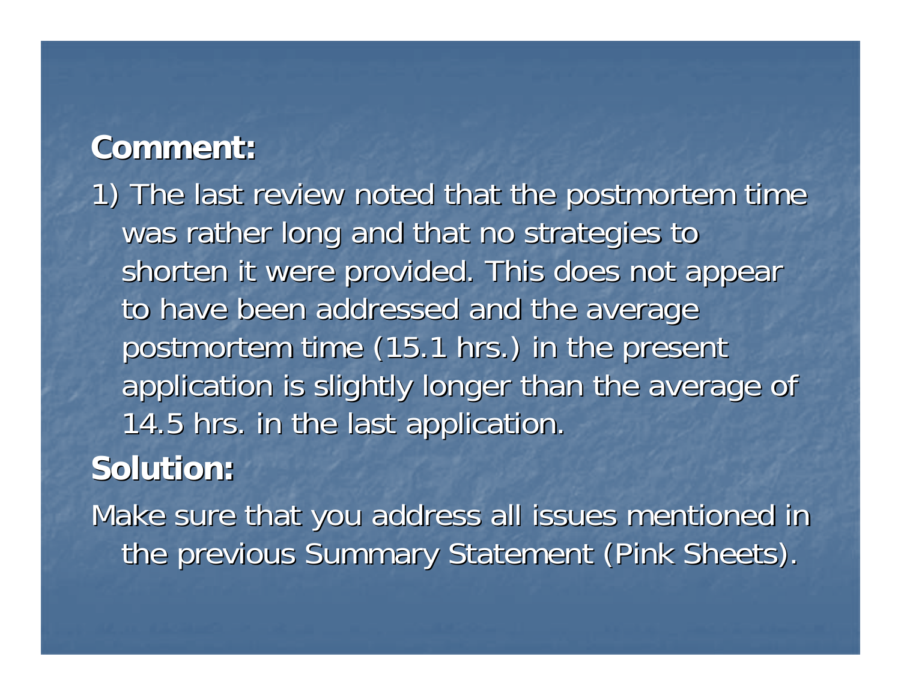**Comment:**

1) The last review noted that the postmortem time was rather long and that no strategies to shorten it were provided. This does not appear to have been addressed and the average postmortem time (15.1 hrs.) in the present application is slightly longer than the average of 14.5 hrs. in the last application.

**Solution:**

Make sure that you address all issues mentioned in the previous Summary Statement (Pink Sheets).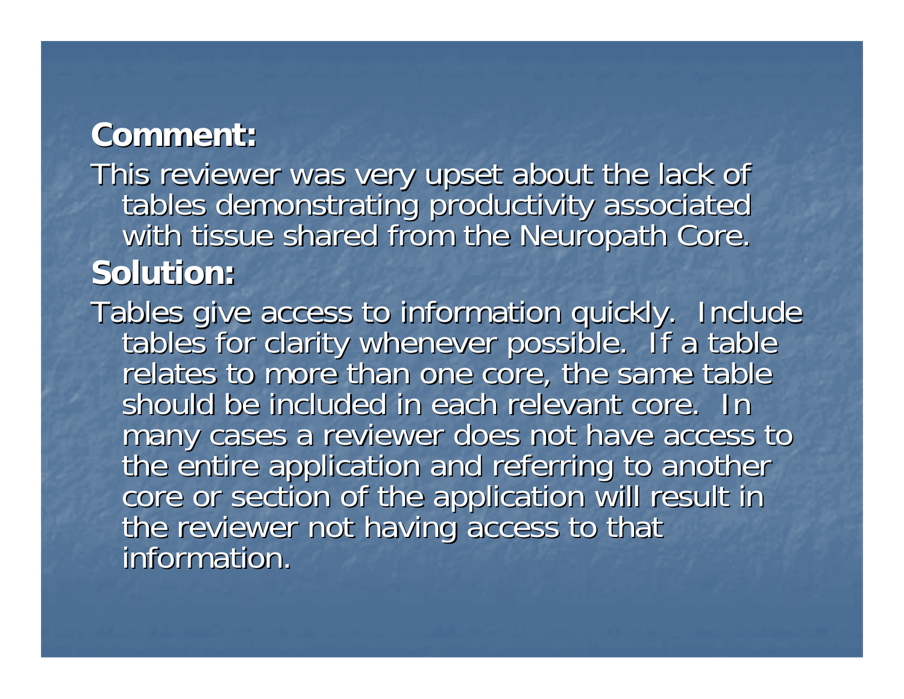**Comment:**

This reviewer was very upset about the lack of tables demonstrating productivity associated with tissue shared from the Neuropath Core.

**Solution:**

Tables give access to information quickly. Include tables for clarity whenever possible. If a table relates to more than one core, the same table should be included in each relevant core. In many cases a reviewer does not have access to the entire application and referring to another core or section of the application will result in the reviewer not having access to that information.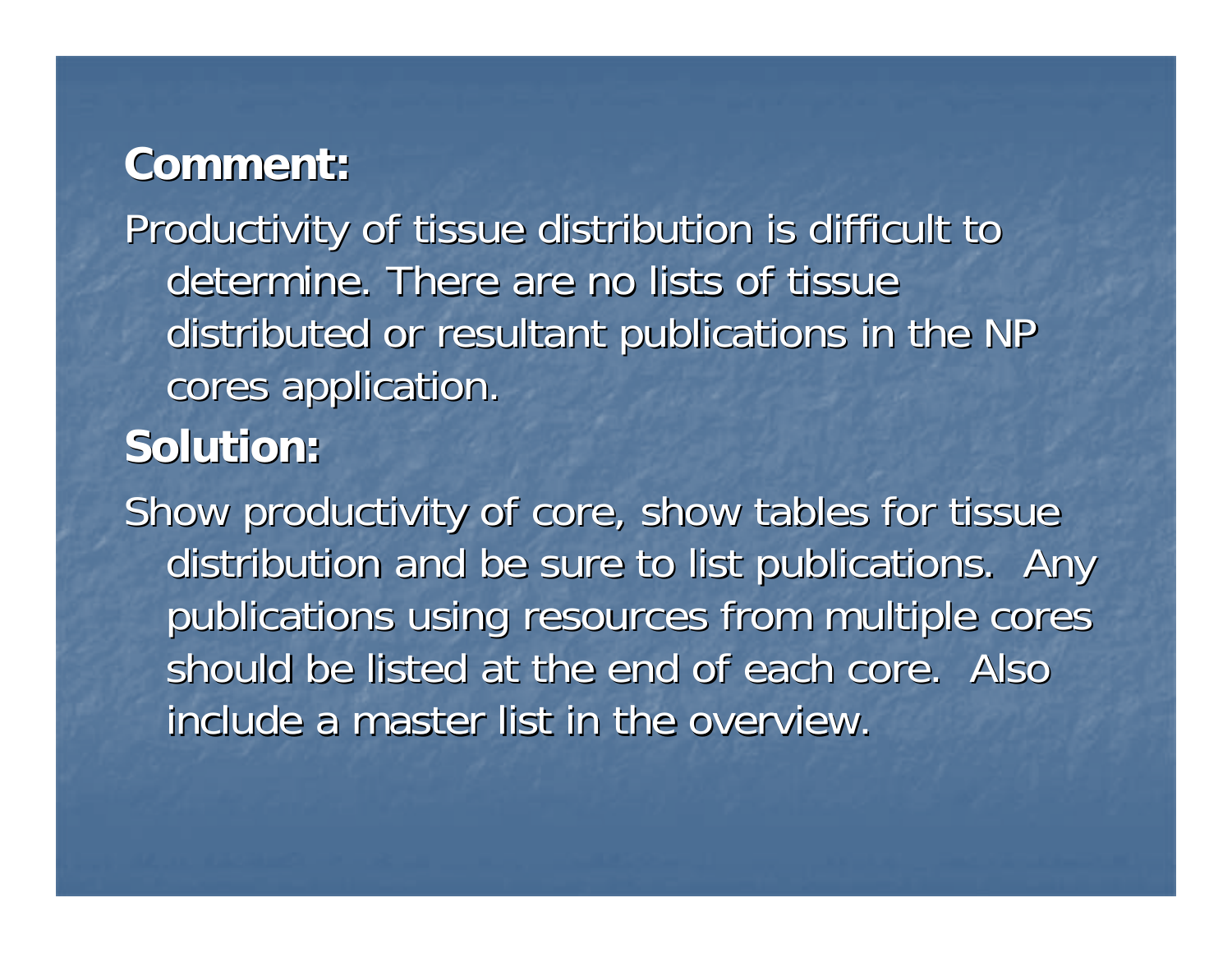**Comment:**

Productivity of tissue distribution is difficult to determine. There are no lists of tissue distributed or resultant publications in the NP cores application.

**Solution:**

Show productivity of core, show tables for tissue distribution and be sure to list publications. Any publications using resources from multiple cores should be listed at the end of each core. Also include a master list in the overview.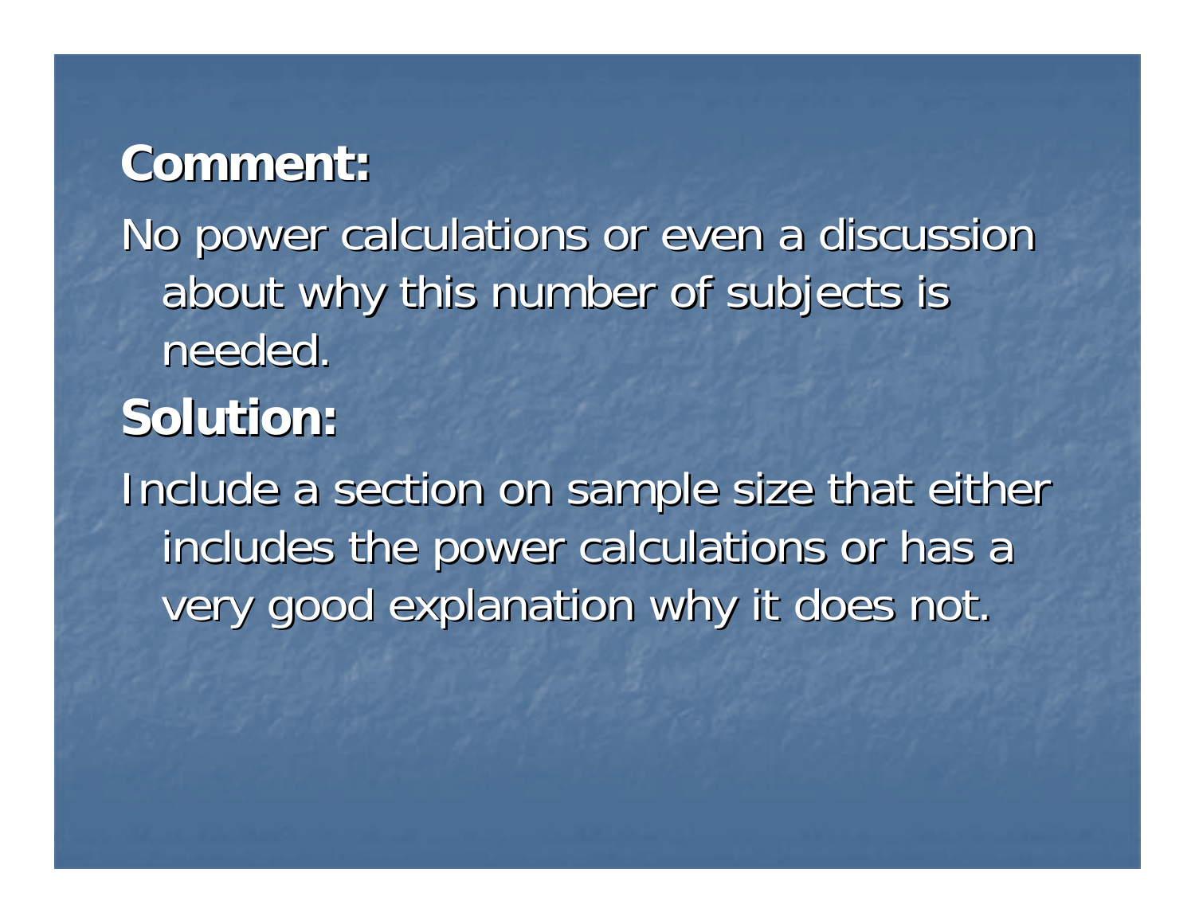**Comment:**

No power calculations or even a discussion about why this number of subjects is needed.

**Solution:**

Include a section on sample size that either includes the power calculations or has a very good explanation why it does not.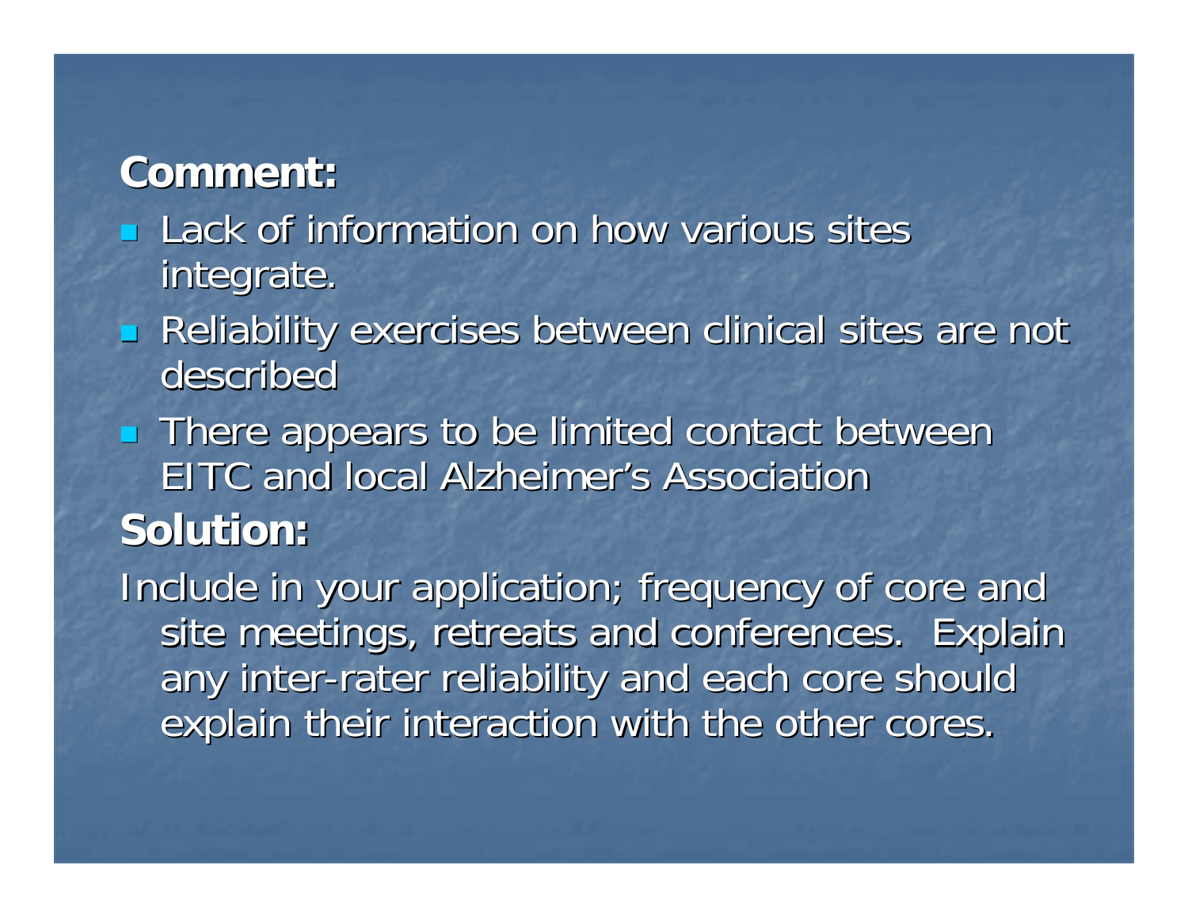**Comment:**

- Lack of information on how various sites integrate.
- Reliability exercises between clinical sites are not described
- There appears to be limited contact between EITC and local Alzheimer's Association

**Solution:**

Include in your application; frequency of core and site meetings, retreats and conferences. Explain any inter-rater reliability and each core should explain their interaction with the other cores.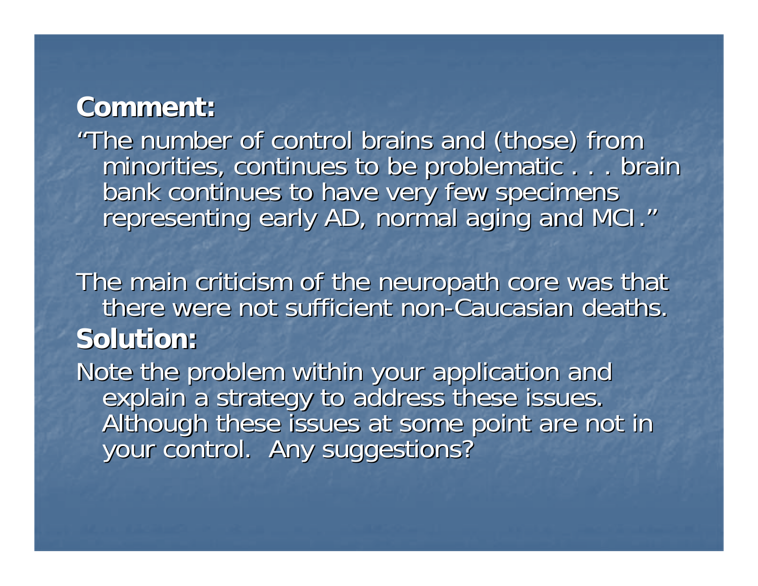**Comment:**

"The number of control brains and (those) from minorities, continues to be problematic . . . brain bank continues to have very few specimens representing early AD, normal aging and MCI."

The main criticism of the neuropath core was that there were not sufficient non-Caucasian deaths.

**Solution:**

Note the problem within your application and explain a strategy to address these issues. Although these issues at some point are not in your control. Any suggestions?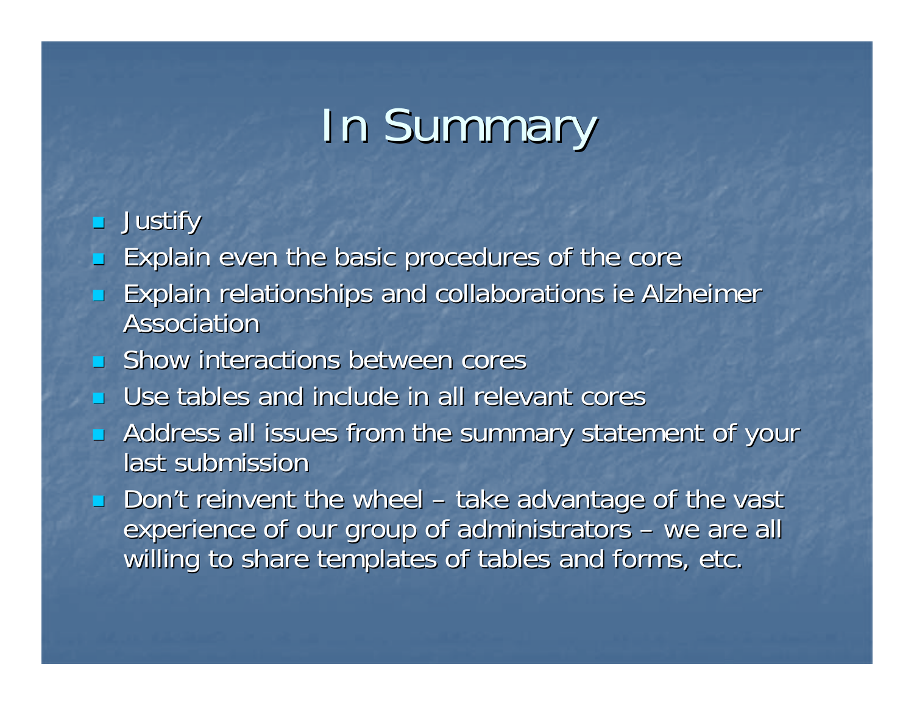# In Summary

- Justify
- Explain even the basic procedures of the core
- Explain relationships and collaborations ie Alzheimer Association
- Show interactions between cores
- Use tables and include in all relevant cores
- Address all issues from the summary statement of your last submission
- Don't reinvent the wheel – take advantage of the vast experience of our group of administrators – we are all willing to share templates of tables and forms, etc.